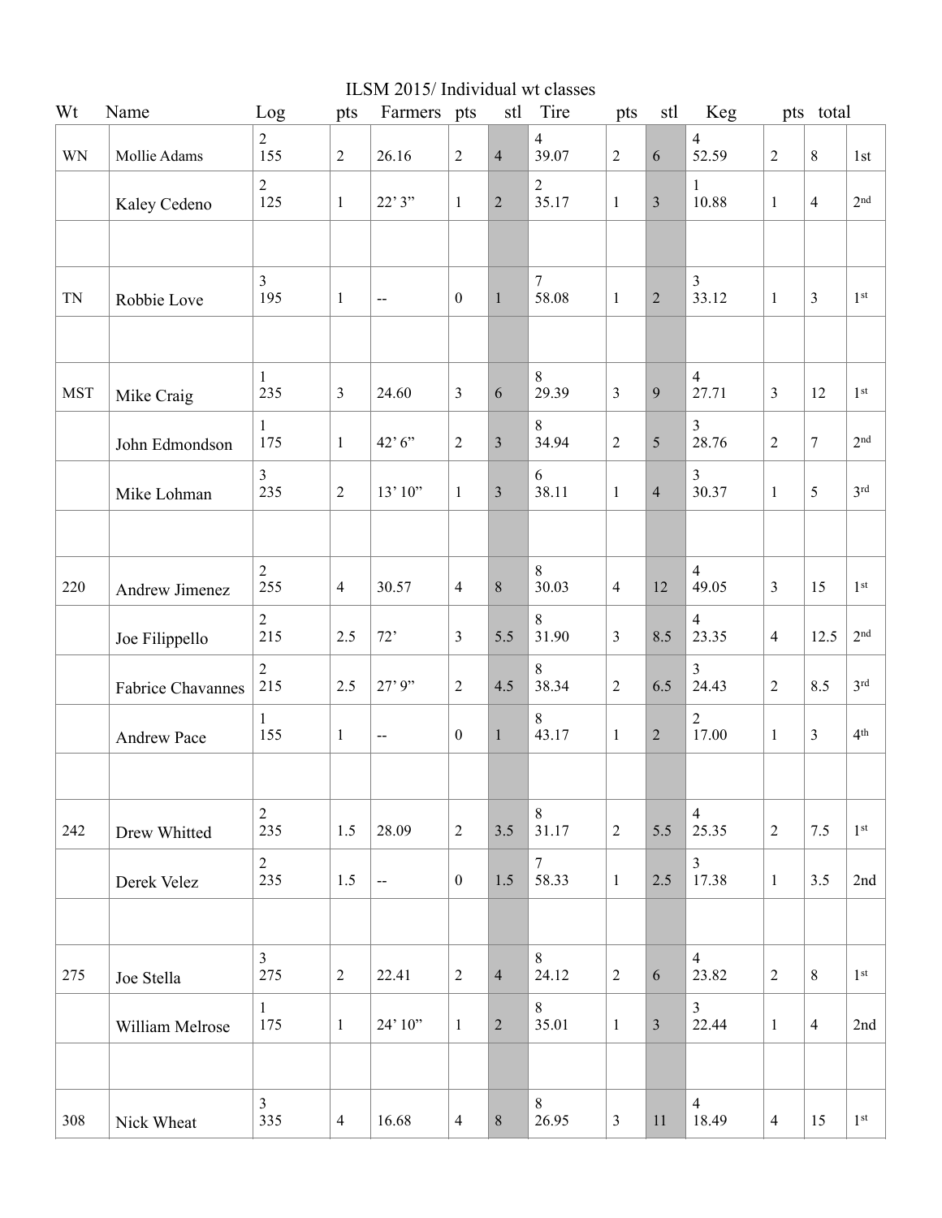# ILSM 2015/ Individual wt classes

| Wt | Name | Log | pts | Farmers | pts | stl | Tire | pts | stl | Keg | pts | total | |
|---|---|---|---|---|---|---|---|---|---|---|---|---|---|
| WN | Mollie Adams | 2<br>155 | 2 | 26.16 | 2 | 4 | 4<br>39.07 | 2 | 6 | 4<br>52.59 | 2 | 8 | 1st |
| | Kaley Cedeno | 2<br>125 | 1 | 22’ 3” | 1 | 2 | 2<br>35.17 | 1 | 3 | 1<br>10.88 | 1 | 4 | 2nd |
| | | | | | | | | | | | | | |
| TN | Robbie Love | 3<br>195 | 1 | -- | 0 | 1 | 7<br>58.08 | 1 | 2 | 3<br>33.12 | 1 | 3 | 1st |
| | | | | | | | | | | | | | |
| MST | Mike Craig | 1<br>235 | 3 | 24.60 | 3 | 6 | 8<br>29.39 | 3 | 9 | 4<br>27.71 | 3 | 12 | 1st |
| | John Edmondson | 1<br>175 | 1 | 42’ 6” | 2 | 3 | 8<br>34.94 | 2 | 5 | 3<br>28.76 | 2 | 7 | 2nd |
| | Mike Lohman | 3<br>235 | 2 | 13’ 10” | 1 | 3 | 6<br>38.11 | 1 | 4 | 3<br>30.37 | 1 | 5 | 3rd |
| | | | | | | | | | | | | | |
| 220 | Andrew Jimenez | 2<br>255 | 4 | 30.57 | 4 | 8 | 8<br>30.03 | 4 | 12 | 4<br>49.05 | 3 | 15 | 1st |
| | Joe Filippello | 2<br>215 | 2.5 | 72’ | 3 | 5.5 | 8<br>31.90 | 3 | 8.5 | 4<br>23.35 | 4 | 12.5 | 2nd |
| | Fabrice Chavannes | 2<br>215 | 2.5 | 27’ 9” | 2 | 4.5 | 8<br>38.34 | 2 | 6.5 | 3<br>24.43 | 2 | 8.5 | 3rd |
| | Andrew Pace | 1<br>155 | 1 | -- | 0 | 1 | 8<br>43.17 | 1 | 2 | 2<br>17.00 | 1 | 3 | 4th |
| | | | | | | | | | | | | | |
| 242 | Drew Whitted | 2<br>235 | 1.5 | 28.09 | 2 | 3.5 | 8<br>31.17 | 2 | 5.5 | 4<br>25.35 | 2 | 7.5 | 1st |
| | Derek Velez | 2<br>235 | 1.5 | -- | 0 | 1.5 | 7<br>58.33 | 1 | 2.5 | 3<br>17.38 | 1 | 3.5 | 2nd |
| | | | | | | | | | | | | | |
| 275 | Joe Stella | 3<br>275 | 2 | 22.41 | 2 | 4 | 8<br>24.12 | 2 | 6 | 4<br>23.82 | 2 | 8 | 1st |
| | William Melrose | 1<br>175 | 1 | 24’ 10” | 1 | 2 | 8<br>35.01 | 1 | 3 | 3<br>22.44 | 1 | 4 | 2nd |
| | | | | | | | | | | | | | |
| 308 | Nick Wheat | 3<br>335 | 4 | 16.68 | 4 | 8 | 8<br>26.95 | 3 | 11 | 4<br>18.49 | 4 | 15 | 1st |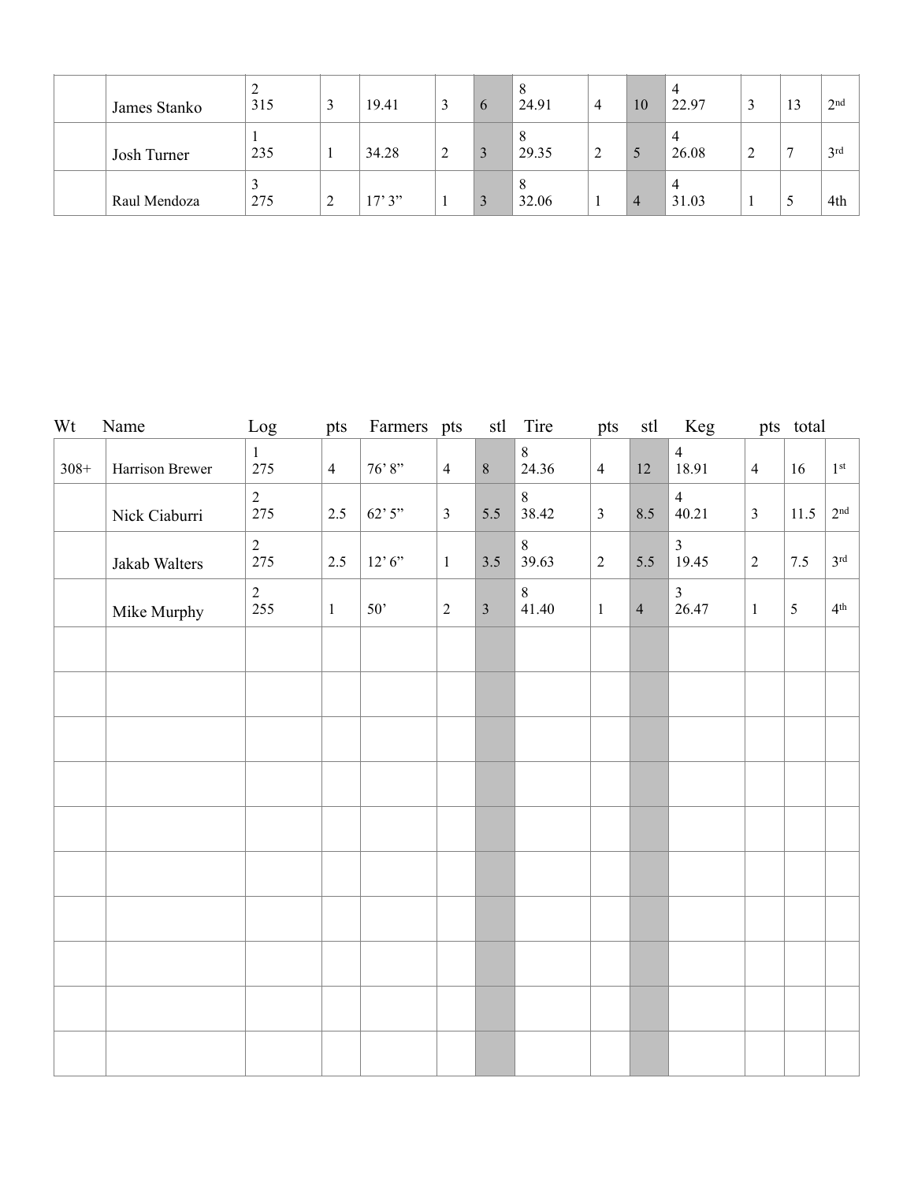| | | | | | | | | | | | | | |
|---|---|---|---|---|---|---|---|---|---|---|---|---|---|
| | James Stanko | 2<br>315 | 3 | 19.41 | 3 | 6 | 8<br>24.91 | 4 | 10 | 4<br>22.97 | 3 | 13 | 2nd |
| | Josh Turner | 1<br>235 | 1 | 34.28 | 2 | 3 | 8<br>29.35 | 2 | 5 | 4<br>26.08 | 2 | 7 | 3rd |
| | Raul Mendoza | 3<br>275 | 2 | 17' 3" | 1 | 3 | 8<br>32.06 | 1 | 4 | 4<br>31.03 | 1 | 5 | 4th |

| Wt | Name | Log | pts | Farmers | pts | stl | Tire | pts | stl | Keg | pts | total | |
|---|---|---|---|---|---|---|---|---|---|---|---|---|---|
| 308+ | Harrison Brewer | 1<br>275 | 4 | 76' 8" | 4 | 8 | 8<br>24.36 | 4 | 12 | 4<br>18.91 | 4 | 16 | 1st |
| | Nick Ciaburri | 2<br>275 | 2.5 | 62' 5" | 3 | 5.5 | 8<br>38.42 | 3 | 8.5 | 4<br>40.21 | 3 | 11.5 | 2nd |
| | Jakab Walters | 2<br>275 | 2.5 | 12' 6" | 1 | 3.5 | 8<br>39.63 | 2 | 5.5 | 3<br>19.45 | 2 | 7.5 | 3rd |
| | Mike Murphy | 2<br>255 | 1 | 50' | 2 | 3 | 8<br>41.40 | 1 | 4 | 3<br>26.47 | 1 | 5 | 4th |
| | | | | | | | | | | | | | |
| | | | | | | | | | | | | | |
| | | | | | | | | | | | | | |
| | | | | | | | | | | | | | |
| | | | | | | | | | | | | | |
| | | | | | | | | | | | | | |
| | | | | | | | | | | | | | |
| | | | | | | | | | | | | | |
| | | | | | | | | | | | | | |
| | | | | | | | | | | | | | |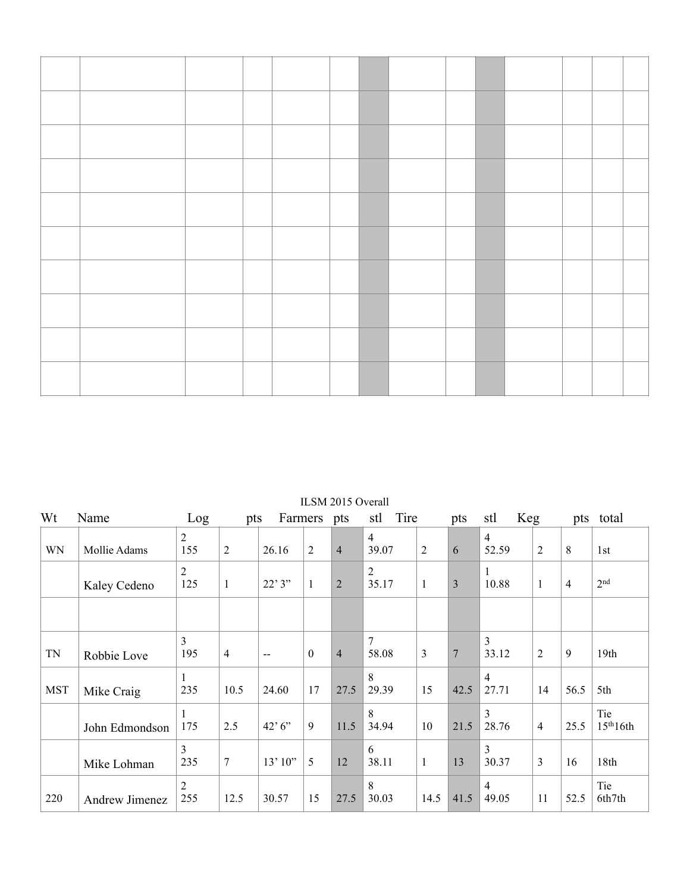ILSM 2015 Overall

| Wt | Name | Log | pts | Farmers | pts | | stl Tire | pts | | stl Keg | pts | | total |
|---|---|---|---|---|---|---|---|---|---|---|---|---|---|
| WN | Mollie Adams | 2<br>155 | 2 | 26.16 | 2 | 4 | 4<br>39.07 | 2 | 6 | 4<br>52.59 | 2 | 8 | 1st |
| | Kaley Cedeno | 2<br>125 | 1 | 22' 3" | 1 | 2 | 2<br>35.17 | 1 | 3 | 1<br>10.88 | 1 | 4 | 2nd |
| | | | | | | | | | | | | | |
| TN | Robbie Love | 3<br>195 | 4 | -- | 0 | 4 | 7<br>58.08 | 3 | 7 | 3<br>33.12 | 2 | 9 | 19th |
| MST | Mike Craig | 1<br>235 | 10.5 | 24.60 | 17 | 27.5 | 8<br>29.39 | 15 | 42.5 | 4<br>27.71 | 14 | 56.5 | 5th |
| | John Edmondson | 1<br>175 | 2.5 | 42' 6" | 9 | 11.5 | 8<br>34.94 | 10 | 21.5 | 3<br>28.76 | 4 | 25.5 | Tie 15th16th |
| | Mike Lohman | 3<br>235 | 7 | 13' 10" | 5 | 12 | 6<br>38.11 | 1 | 13 | 3<br>30.37 | 3 | 16 | 18th |
| 220 | Andrew Jimenez | 2<br>255 | 12.5 | 30.57 | 15 | 27.5 | 8<br>30.03 | 14.5 | 41.5 | 4<br>49.05 | 11 | 52.5 | Tie 6th7th |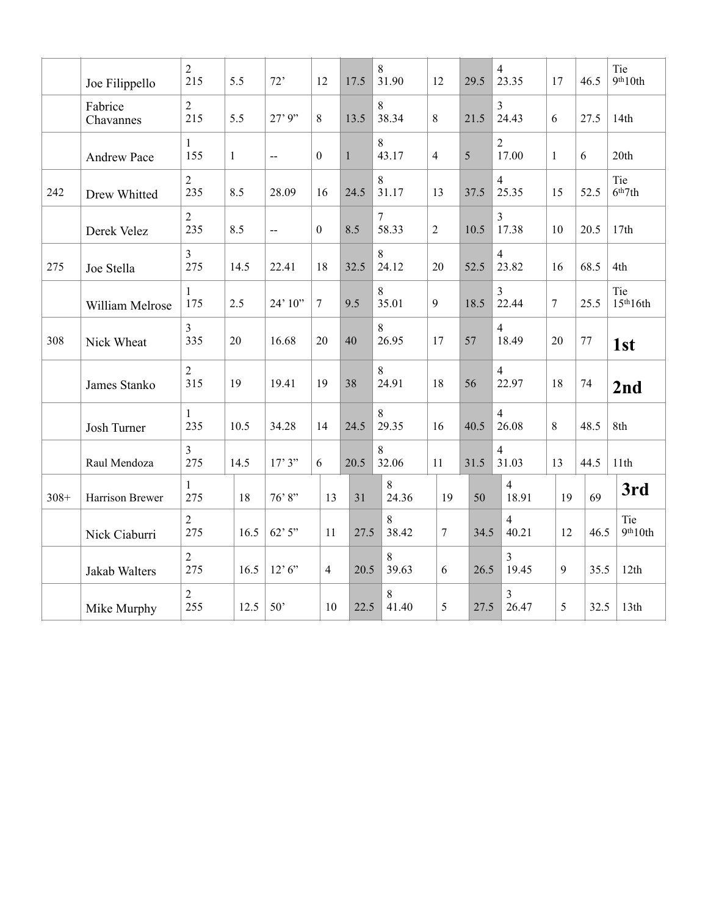| | | | | | | | | | | | | | |
|---|---|---|---|---|---|---|---|---|---|---|---|---|---|
| | Joe Filippello | 2 215 | 5.5 | 72’ | 12 | 17.5 | 8 31.90 | 12 | 29.5 | 4 23.35 | 17 | 46.5 | Tie 9th10th |
| | Fabrice Chavannes | 2 215 | 5.5 | 27’ 9” | 8 | 13.5 | 8 38.34 | 8 | 21.5 | 3 24.43 | 6 | 27.5 | 14th |
| | Andrew Pace | 1 155 | 1 | -- | 0 | 1 | 8 43.17 | 4 | 5 | 2 17.00 | 1 | 6 | 20th |
| 242 | Drew Whitted | 2 235 | 8.5 | 28.09 | 16 | 24.5 | 8 31.17 | 13 | 37.5 | 4 25.35 | 15 | 52.5 | Tie 6th7th |
| | Derek Velez | 2 235 | 8.5 | -- | 0 | 8.5 | 7 58.33 | 2 | 10.5 | 3 17.38 | 10 | 20.5 | 17th |
| 275 | Joe Stella | 3 275 | 14.5 | 22.41 | 18 | 32.5 | 8 24.12 | 20 | 52.5 | 4 23.82 | 16 | 68.5 | 4th |
| | William Melrose | 1 175 | 2.5 | 24’ 10” | 7 | 9.5 | 8 35.01 | 9 | 18.5 | 3 22.44 | 7 | 25.5 | Tie 15th16th |
| 308 | Nick Wheat | 3 335 | 20 | 16.68 | 20 | 40 | 8 26.95 | 17 | 57 | 4 18.49 | 20 | 77 | **1st** |
| | James Stanko | 2 315 | 19 | 19.41 | 19 | 38 | 8 24.91 | 18 | 56 | 4 22.97 | 18 | 74 | **2nd** |
| | Josh Turner | 1 235 | 10.5 | 34.28 | 14 | 24.5 | 8 29.35 | 16 | 40.5 | 4 26.08 | 8 | 48.5 | 8th |
| | Raul Mendoza | 3 275 | 14.5 | 17’ 3” | 6 | 20.5 | 8 32.06 | 11 | 31.5 | 4 31.03 | 13 | 44.5 | 11th |
| 308+ | Harrison Brewer | 1 275 | 18 | 76’ 8” | 13 | 31 | 8 24.36 | 19 | 50 | 4 18.91 | 19 | 69 | **3rd** |
| | Nick Ciaburri | 2 275 | 16.5 | 62’ 5” | 11 | 27.5 | 8 38.42 | 7 | 34.5 | 4 40.21 | 12 | 46.5 | Tie 9th10th |
| | Jakab Walters | 2 275 | 16.5 | 12’ 6” | 4 | 20.5 | 8 39.63 | 6 | 26.5 | 3 19.45 | 9 | 35.5 | 12th |
| | Mike Murphy | 2 255 | 12.5 | 50’ | 10 | 22.5 | 8 41.40 | 5 | 27.5 | 3 26.47 | 5 | 32.5 | 13th |